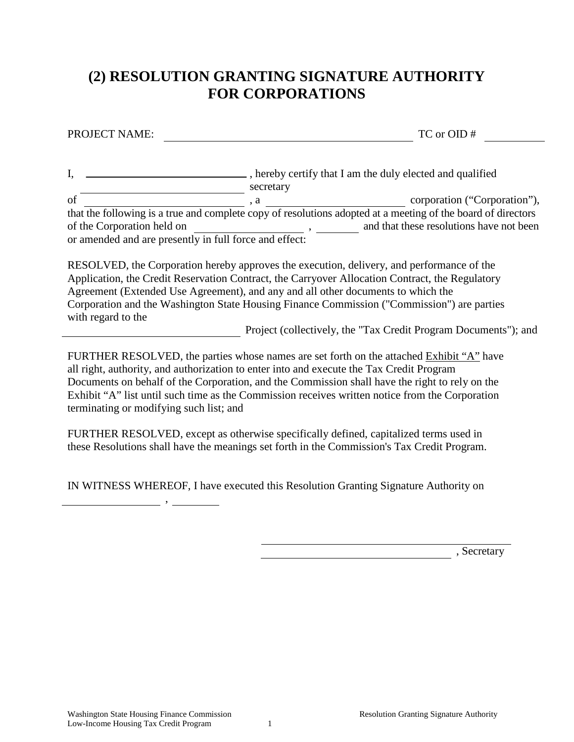# (2) RESOLUTION GRANTING SIGNATURE AUTHORITY FOR CORPORATIONS

PROJECT NAME: ______________________________ TC or OID # __________

I, ______________________, hereby certify that I am the duly elected and qualified ______________________ secretary of ______________________, a ______________________ corporation ("Corporation"), that the following is a true and complete copy of resolutions adopted at a meeting of the board of directors of the Corporation held on ______________, ________ and that these resolutions have not been or amended and are presently in full force and effect:

RESOLVED, the Corporation hereby approves the execution, delivery, and performance of the Application, the Credit Reservation Contract, the Carryover Allocation Contract, the Regulatory Agreement (Extended Use Agreement), and any and all other documents to which the Corporation and the Washington State Housing Finance Commission ("Commission") are parties with regard to the ______________________ Project (collectively, the "Tax Credit Program Documents"); and

FURTHER RESOLVED, the parties whose names are set forth on the attached Exhibit "A" have all right, authority, and authorization to enter into and execute the Tax Credit Program Documents on behalf of the Corporation, and the Commission shall have the right to rely on the Exhibit "A" list until such time as the Commission receives written notice from the Corporation terminating or modifying such list; and

FURTHER RESOLVED, except as otherwise specifically defined, capitalized terms used in these Resolutions shall have the meanings set forth in the Commission's Tax Credit Program.

IN WITNESS WHEREOF, I have executed this Resolution Granting Signature Authority on ______________, ________

______________________________

______________________________, Secretary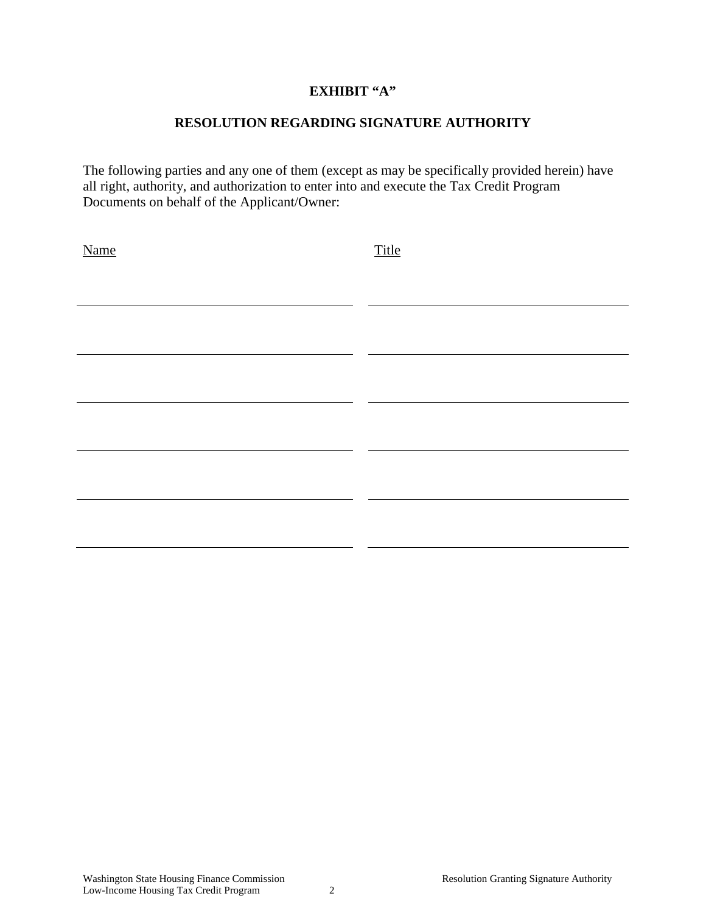**EXHIBIT "A"**

**RESOLUTION REGARDING SIGNATURE AUTHORITY**

The following parties and any one of them (except as may be specifically provided herein) have all right, authority, and authorization to enter into and execute the Tax Credit Program Documents on behalf of the Applicant/Owner:

| Name | Title |
| --- | --- |
| | |
| | |
| | |
| | |
| | |
| | |